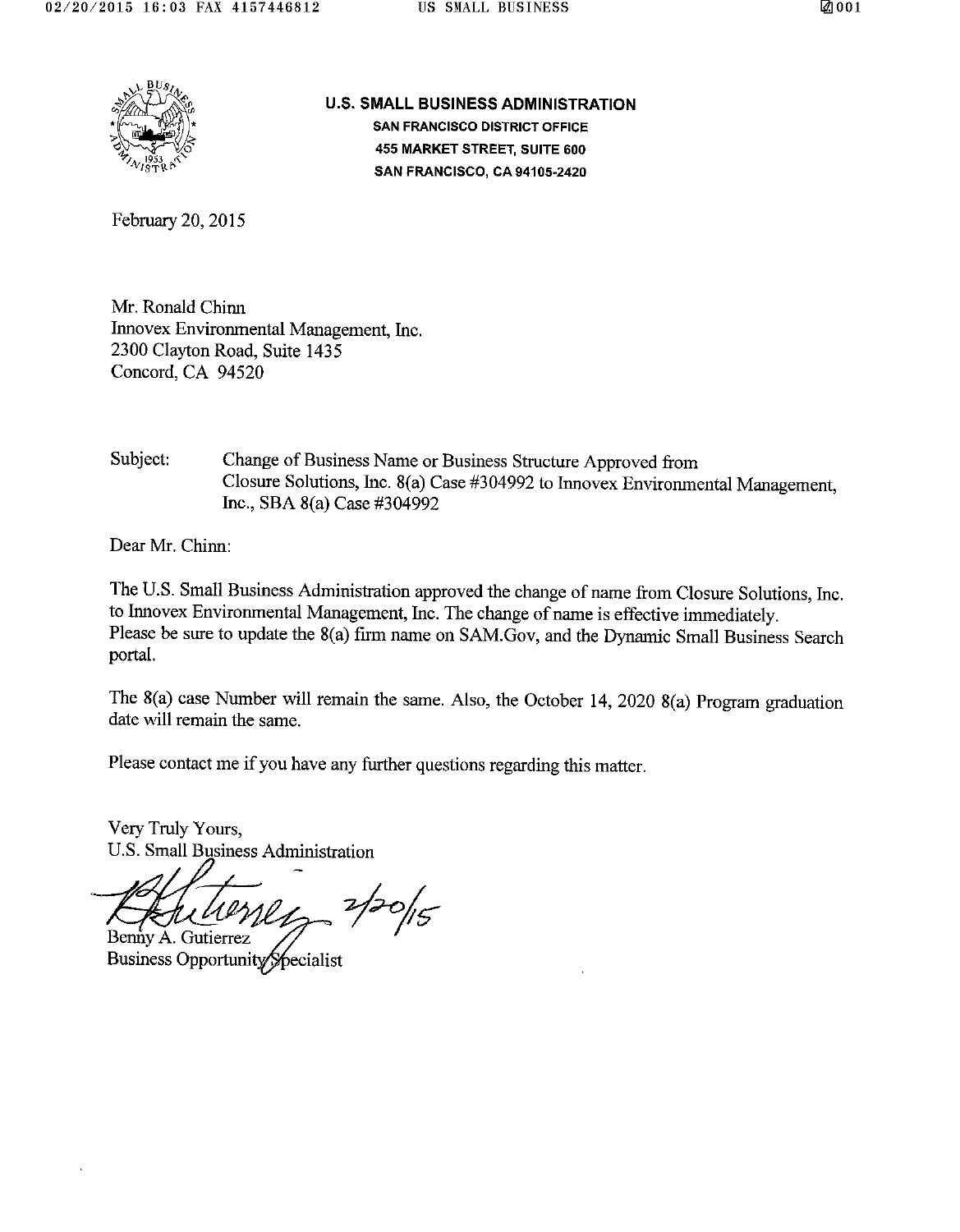**U.S. SMALL BUSINESS ADMINISTRATION**
**SAN FRANCISCO DISTRICT OFFICE**
**455 MARKET STREET, SUITE 600**
**SAN FRANCISCO, CA 94105-2420**

February 20, 2015

Mr. Ronald Chinn
Innovex Environmental Management, Inc.
2300 Clayton Road, Suite 1435
Concord, CA 94520

Subject: Change of Business Name or Business Structure Approved from Closure Solutions, Inc. 8(a) Case #304992 to Innovex Environmental Management, Inc., SBA 8(a) Case #304992

Dear Mr. Chinn:

The U.S. Small Business Administration approved the change of name from Closure Solutions, Inc. to Innovex Environmental Management, Inc. The change of name is effective immediately. Please be sure to update the 8(a) firm name on SAM.Gov, and the Dynamic Small Business Search portal.

The 8(a) case Number will remain the same. Also, the October 14, 2020 8(a) Program graduation date will remain the same.

Please contact me if you have any further questions regarding this matter.

Very Truly Yours,
U.S. Small Business Administration

2/20/15

Benny A. Gutierrez
Business Opportunity Specialist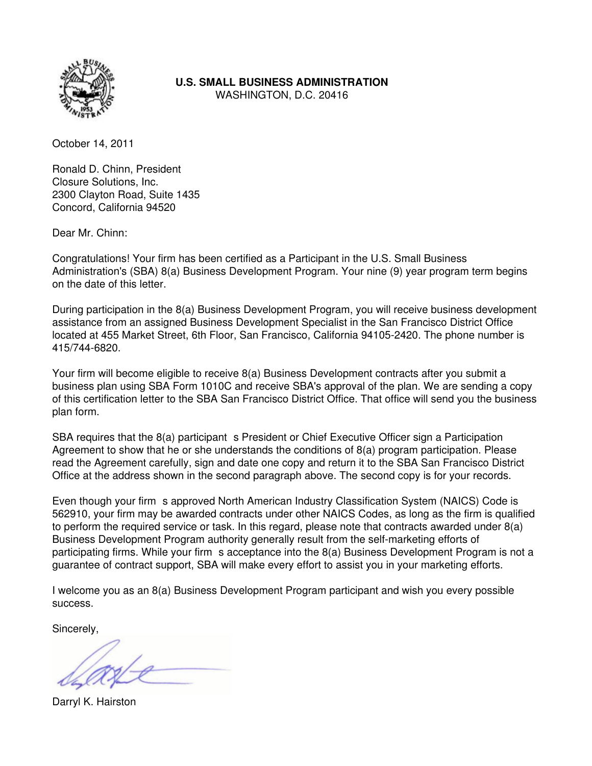**U.S. SMALL BUSINESS ADMINISTRATION**
WASHINGTON, D.C. 20416

October 14, 2011

Ronald D. Chinn, President
Closure Solutions, Inc.
2300 Clayton Road, Suite 1435
Concord, California 94520

Dear Mr. Chinn:

Congratulations! Your firm has been certified as a Participant in the U.S. Small Business Administration's (SBA) 8(a) Business Development Program. Your nine (9) year program term begins on the date of this letter.

During participation in the 8(a) Business Development Program, you will receive business development assistance from an assigned Business Development Specialist in the San Francisco District Office located at 455 Market Street, 6th Floor, San Francisco, California 94105-2420. The phone number is 415/744-6820.

Your firm will become eligible to receive 8(a) Business Development contracts after you submit a business plan using SBA Form 1010C and receive SBA's approval of the plan. We are sending a copy of this certification letter to the SBA San Francisco District Office. That office will send you the business plan form.

SBA requires that the 8(a) participant s President or Chief Executive Officer sign a Participation Agreement to show that he or she understands the conditions of 8(a) program participation. Please read the Agreement carefully, sign and date one copy and return it to the SBA San Francisco District Office at the address shown in the second paragraph above. The second copy is for your records.

Even though your firm s approved North American Industry Classification System (NAICS) Code is 562910, your firm may be awarded contracts under other NAICS Codes, as long as the firm is qualified to perform the required service or task. In this regard, please note that contracts awarded under 8(a) Business Development Program authority generally result from the self-marketing efforts of participating firms. While your firm s acceptance into the 8(a) Business Development Program is not a guarantee of contract support, SBA will make every effort to assist you in your marketing efforts.

I welcome you as an 8(a) Business Development Program participant and wish you every possible success.

Sincerely,

Darryl K. Hairston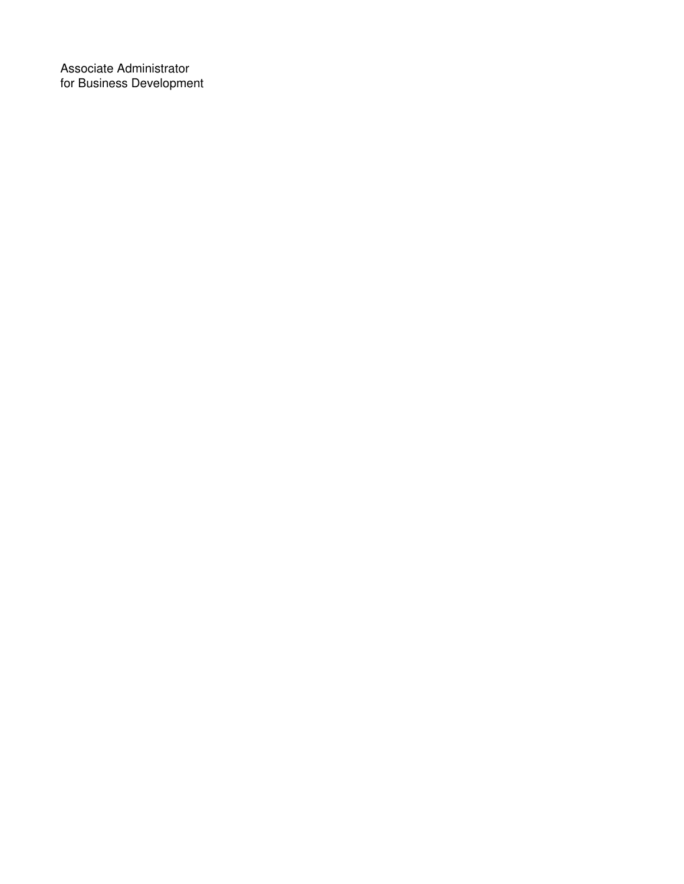Associate Administrator
for Business Development